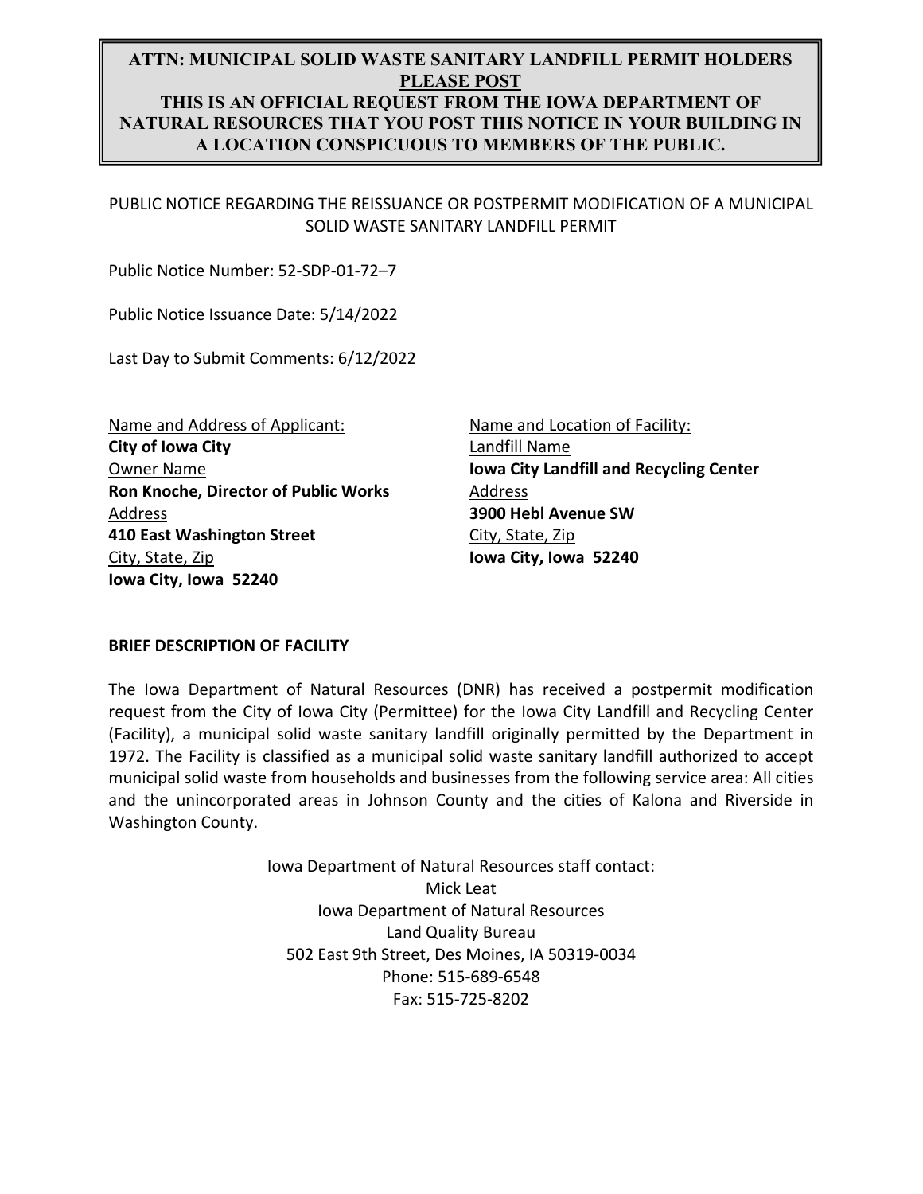**ATTN: MUNICIPAL SOLID WASTE SANITARY LANDFILL PERMIT HOLDERS**
**PLEASE POST**
**THIS IS AN OFFICIAL REQUEST FROM THE IOWA DEPARTMENT OF NATURAL RESOURCES THAT YOU POST THIS NOTICE IN YOUR BUILDING IN A LOCATION CONSPICUOUS TO MEMBERS OF THE PUBLIC.**

PUBLIC NOTICE REGARDING THE REISSUANCE OR POSTPERMIT MODIFICATION OF A MUNICIPAL SOLID WASTE SANITARY LANDFILL PERMIT

Public Notice Number: 52-SDP-01-72–7

Public Notice Issuance Date: 5/14/2022

Last Day to Submit Comments: 6/12/2022

Name and Address of Applicant:
**City of Iowa City**
Owner Name
**Ron Knoche, Director of Public Works**
Address
**410 East Washington Street**
City, State, Zip
**Iowa City, Iowa 52240**

Name and Location of Facility:
Landfill Name
**Iowa City Landfill and Recycling Center**
Address
**3900 Hebl Avenue SW**
City, State, Zip
**Iowa City, Iowa 52240**

**BRIEF DESCRIPTION OF FACILITY**

The Iowa Department of Natural Resources (DNR) has received a postpermit modification request from the City of Iowa City (Permittee) for the Iowa City Landfill and Recycling Center (Facility), a municipal solid waste sanitary landfill originally permitted by the Department in 1972. The Facility is classified as a municipal solid waste sanitary landfill authorized to accept municipal solid waste from households and businesses from the following service area: All cities and the unincorporated areas in Johnson County and the cities of Kalona and Riverside in Washington County.

Iowa Department of Natural Resources staff contact:
Mick Leat
Iowa Department of Natural Resources
Land Quality Bureau
502 East 9th Street, Des Moines, IA 50319-0034
Phone: 515-689-6548
Fax: 515-725-8202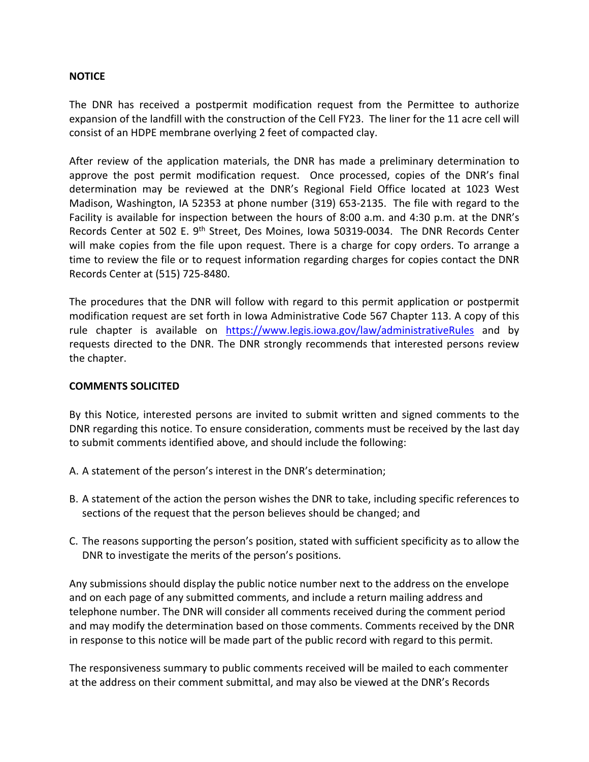**NOTICE**

The DNR has received a postpermit modification request from the Permittee to authorize expansion of the landfill with the construction of the Cell FY23. The liner for the 11 acre cell will consist of an HDPE membrane overlying 2 feet of compacted clay.

After review of the application materials, the DNR has made a preliminary determination to approve the post permit modification request. Once processed, copies of the DNR's final determination may be reviewed at the DNR's Regional Field Office located at 1023 West Madison, Washington, IA 52353 at phone number (319) 653-2135. The file with regard to the Facility is available for inspection between the hours of 8:00 a.m. and 4:30 p.m. at the DNR's Records Center at 502 E. 9th Street, Des Moines, Iowa 50319-0034. The DNR Records Center will make copies from the file upon request. There is a charge for copy orders. To arrange a time to review the file or to request information regarding charges for copies contact the DNR Records Center at (515) 725-8480.

The procedures that the DNR will follow with regard to this permit application or postpermit modification request are set forth in Iowa Administrative Code 567 Chapter 113. A copy of this rule chapter is available on https://www.legis.iowa.gov/law/administrativeRules and by requests directed to the DNR. The DNR strongly recommends that interested persons review the chapter.

**COMMENTS SOLICITED**

By this Notice, interested persons are invited to submit written and signed comments to the DNR regarding this notice. To ensure consideration, comments must be received by the last day to submit comments identified above, and should include the following:

A. A statement of the person's interest in the DNR's determination;

B. A statement of the action the person wishes the DNR to take, including specific references to sections of the request that the person believes should be changed; and

C. The reasons supporting the person's position, stated with sufficient specificity as to allow the DNR to investigate the merits of the person's positions.

Any submissions should display the public notice number next to the address on the envelope and on each page of any submitted comments, and include a return mailing address and telephone number. The DNR will consider all comments received during the comment period and may modify the determination based on those comments. Comments received by the DNR in response to this notice will be made part of the public record with regard to this permit.

The responsiveness summary to public comments received will be mailed to each commenter at the address on their comment submittal, and may also be viewed at the DNR's Records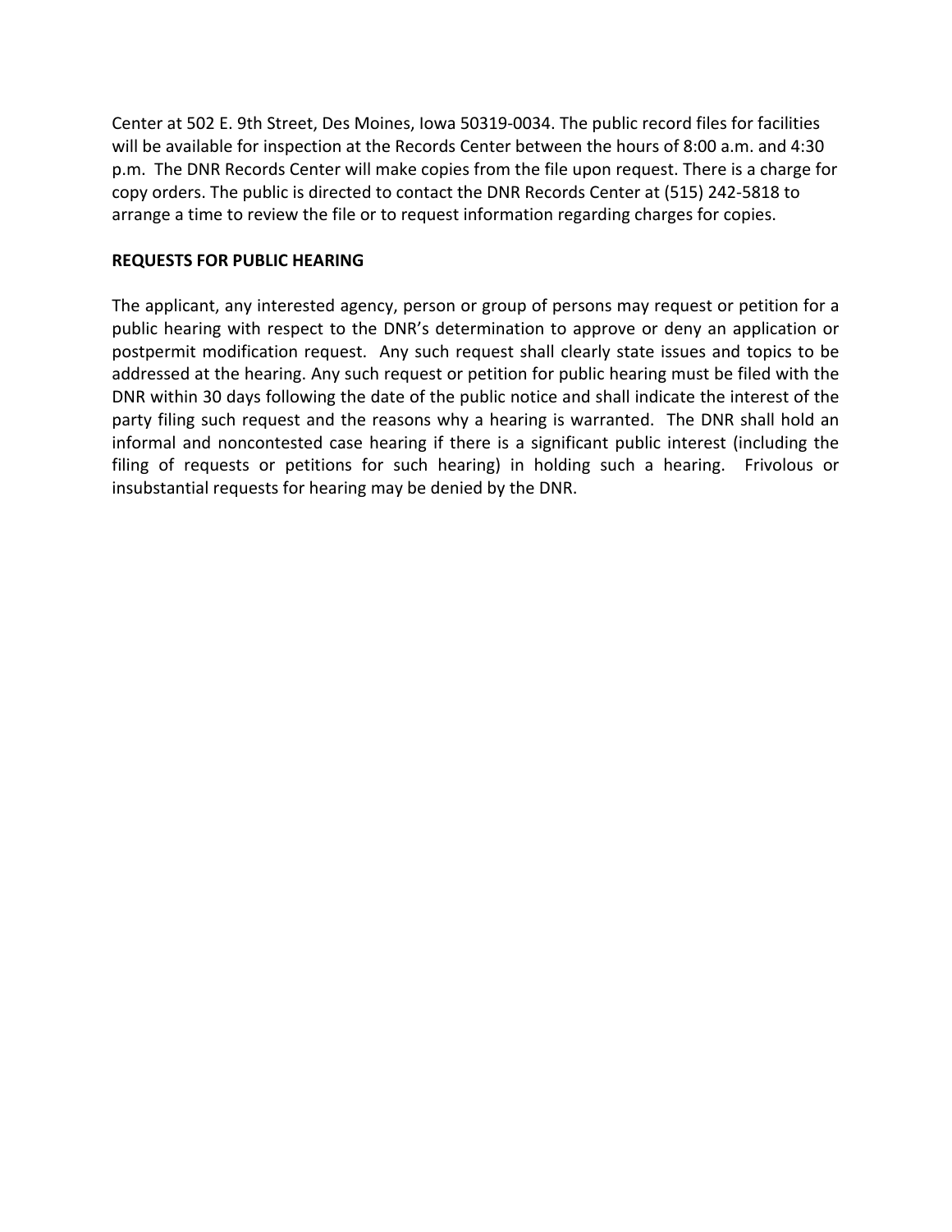Center at 502 E. 9th Street, Des Moines, Iowa 50319-0034. The public record files for facilities will be available for inspection at the Records Center between the hours of 8:00 a.m. and 4:30 p.m. The DNR Records Center will make copies from the file upon request. There is a charge for copy orders. The public is directed to contact the DNR Records Center at (515) 242-5818 to arrange a time to review the file or to request information regarding charges for copies.

**REQUESTS FOR PUBLIC HEARING**

The applicant, any interested agency, person or group of persons may request or petition for a public hearing with respect to the DNR's determination to approve or deny an application or postpermit modification request. Any such request shall clearly state issues and topics to be addressed at the hearing. Any such request or petition for public hearing must be filed with the DNR within 30 days following the date of the public notice and shall indicate the interest of the party filing such request and the reasons why a hearing is warranted. The DNR shall hold an informal and noncontested case hearing if there is a significant public interest (including the filing of requests or petitions for such hearing) in holding such a hearing. Frivolous or insubstantial requests for hearing may be denied by the DNR.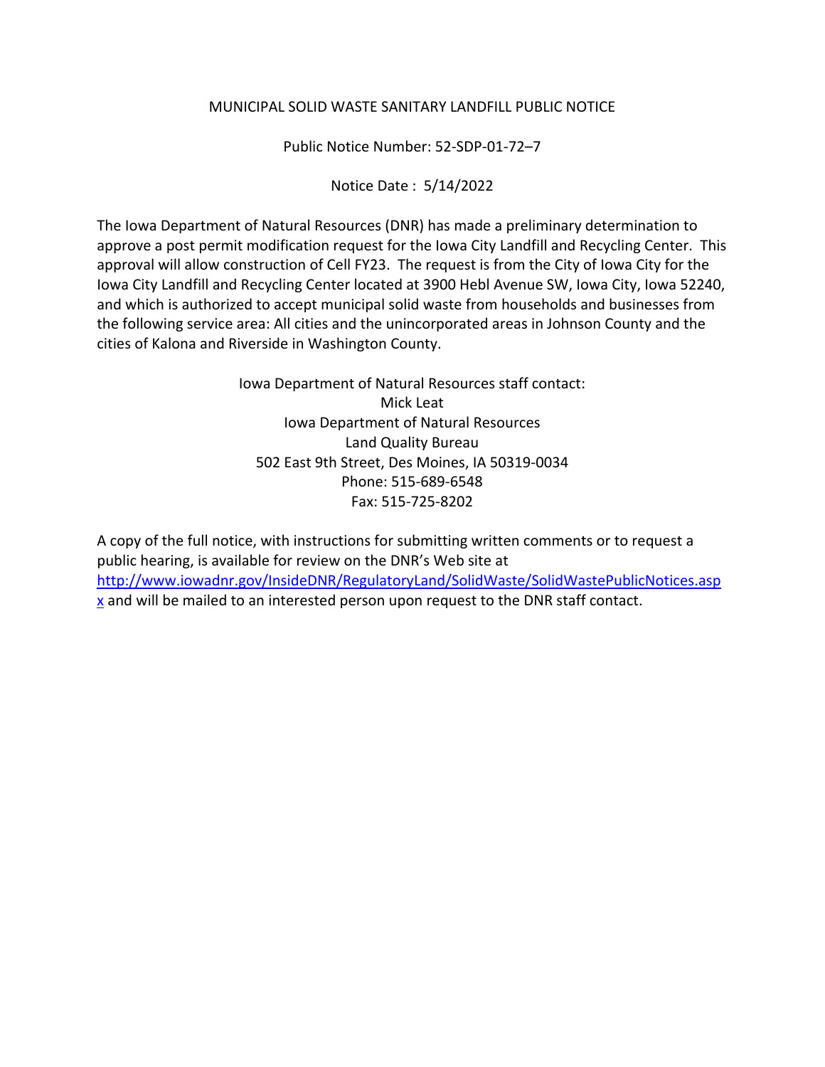MUNICIPAL SOLID WASTE SANITARY LANDFILL PUBLIC NOTICE

Public Notice Number: 52-SDP-01-72–7

Notice Date : 5/14/2022

The Iowa Department of Natural Resources (DNR) has made a preliminary determination to approve a post permit modification request for the Iowa City Landfill and Recycling Center. This approval will allow construction of Cell FY23. The request is from the City of Iowa City for the Iowa City Landfill and Recycling Center located at 3900 Hebl Avenue SW, Iowa City, Iowa 52240, and which is authorized to accept municipal solid waste from households and businesses from the following service area: All cities and the unincorporated areas in Johnson County and the cities of Kalona and Riverside in Washington County.

Iowa Department of Natural Resources staff contact:
Mick Leat
Iowa Department of Natural Resources
Land Quality Bureau
502 East 9th Street, Des Moines, IA 50319-0034
Phone: 515-689-6548
Fax: 515-725-8202

A copy of the full notice, with instructions for submitting written comments or to request a public hearing, is available for review on the DNR's Web site at http://www.iowadnr.gov/InsideDNR/RegulatoryLand/SolidWaste/SolidWastePublicNotices.aspx and will be mailed to an interested person upon request to the DNR staff contact.